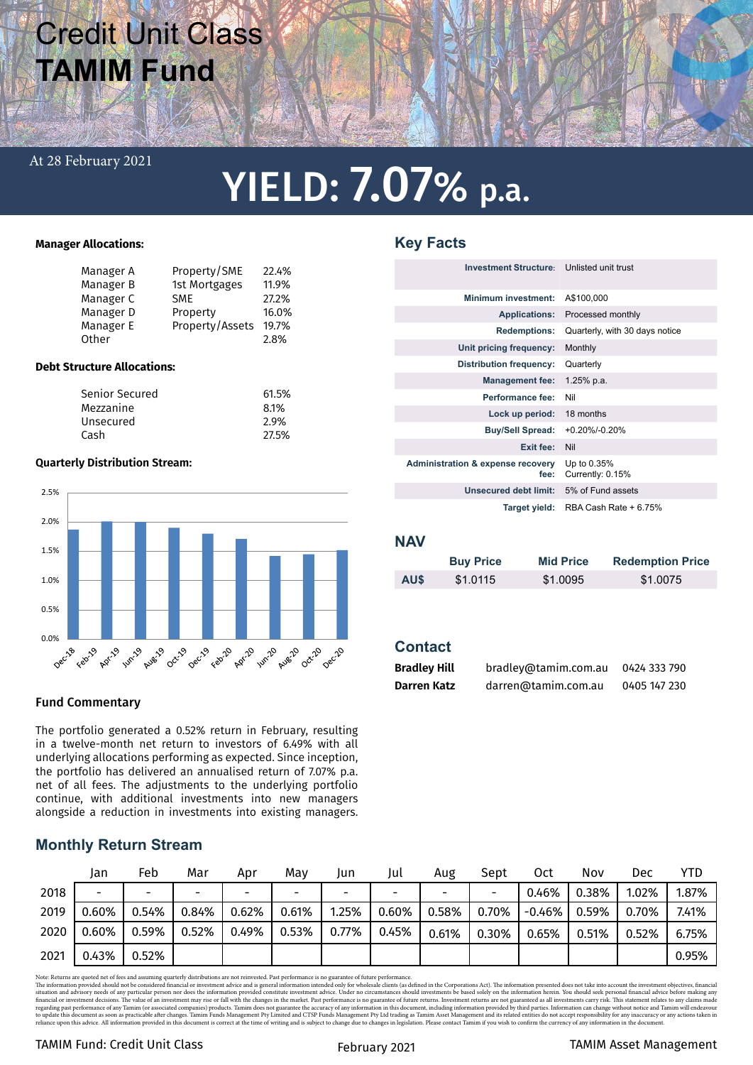# Credit Unit Class
# TAMIM Fund

At 28 February 2021

## YIELD: 7.07% p.a.

**Manager Allocations:**

| | | |
|---|---|---|
| Manager A | Property/SME | 22.4% |
| Manager B | 1st Mortgages | 11.9% |
| Manager C | SME | 27.2% |
| Manager D | Property | 16.0% |
| Manager E | Property/Assets | 19.7% |
| Other | | 2.8% |

**Debt Structure Allocations:**

| | |
|---|---|
| Senior Secured | 61.5% |
| Mezzanine | 8.1% |
| Unsecured | 2.9% |
| Cash | 27.5% |

**Quarterly Distribution Stream:**

Bar chart (y-axis 0.0% to 2.5%) with quarters: Dec-18, Feb-19, Apr-19, Jun-19, Aug-19, Oct-19, Dec-19, Feb-20, Apr-20, Jun-20, Aug-20, Oct-20, Dec-20.

**Fund Commentary**

The portfolio generated a 0.52% return in February, resulting in a twelve-month net return to investors of 6.49% with all underlying allocations performing as expected. Since inception, the portfolio has delivered an annualised return of 7.07% p.a. net of all fees. The adjustments to the underlying portfolio continue, with additional investments into new managers alongside a reduction in investments into existing managers.

## Key Facts

| | |
|---|---|
| **Investment Structure:** | Unlisted unit trust |
| **Minimum investment:** | A$100,000 |
| **Applications:** | Processed monthly |
| **Redemptions:** | Quarterly, with 30 days notice |
| **Unit pricing frequency:** | Monthly |
| **Distribution frequency:** | Quarterly |
| **Management fee:** | 1.25% p.a. |
| **Performance fee:** | Nil |
| **Lock up period:** | 18 months |
| **Buy/Sell Spread:** | +0.20%/-0.20% |
| **Exit fee:** | Nil |
| **Administration & expense recovery fee:** | Up to 0.35% Currently: 0.15% |
| **Unsecured debt limit:** | 5% of Fund assets |
| **Target yield:** | RBA Cash Rate + 6.75% |

## NAV

| | Buy Price | Mid Price | Redemption Price |
|---|---|---|---|
| **AU$** | $1.0115 | $1.0095 | $1.0075 |

## Contact

| | | |
|---|---|---|
| **Bradley Hill** | bradley@tamim.com.au | 0424 333 790 |
| **Darren Katz** | darren@tamim.com.au | 0405 147 230 |

## Monthly Return Stream

| | Jan | Feb | Mar | Apr | May | Jun | Jul | Aug | Sept | Oct | Nov | Dec | YTD |
|---|---|---|---|---|---|---|---|---|---|---|---|---|---|
| 2018 | - | - | - | - | - | - | - | - | - | 0.46% | 0.38% | 1.02% | 1.87% |
| 2019 | 0.60% | 0.54% | 0.84% | 0.62% | 0.61% | 1.25% | 0.60% | 0.58% | 0.70% | -0.46% | 0.59% | 0.70% | 7.41% |
| 2020 | 0.60% | 0.59% | 0.52% | 0.49% | 0.53% | 0.77% | 0.45% | 0.61% | 0.30% | 0.65% | 0.51% | 0.52% | 6.75% |
| 2021 | 0.43% | 0.52% | | | | | | | | | | | 0.95% |

Note: Returns are quoted net of fees and assuming quarterly distributions are not reinvested. Past performance is no guarantee of future performance.
The information provided should not be considered financial or investment advice and is general information intended only for wholesale clients (as defined in the Corporations Act). The information presented does not take into account the investment objectives, financial situation and advisory needs of any particular person nor does the information provided constitute investment advice. Under no circumstances should investments be based solely on the information herein. You should seek personal financial advice before making any financial or investment decisions. The value of an investment may rise or fall with the changes in the market. Past performance is no guarantee of future returns. Investment returns are not guaranteed as all investments carry risk. This statement relates to any claims made regarding past performance of any Tamim (or associated companies) products. Tamim does not guarantee the accuracy of any information in this document, including information provided by third parties. Information can change without notice and Tamim will endeavour to update this document as soon as practicable after changes. Tamim Funds Management Pty Limited and CTSP Funds Management Pty Ltd trading as Tamim Asset Management and its related entities do not accept responsibility for any inaccuracy or any actions taken in reliance upon this advice. All information provided in this document is correct at the time of writing and is subject to change due to changes in legislation. Please contact Tamim if you wish to confirm the currency of any information in the document.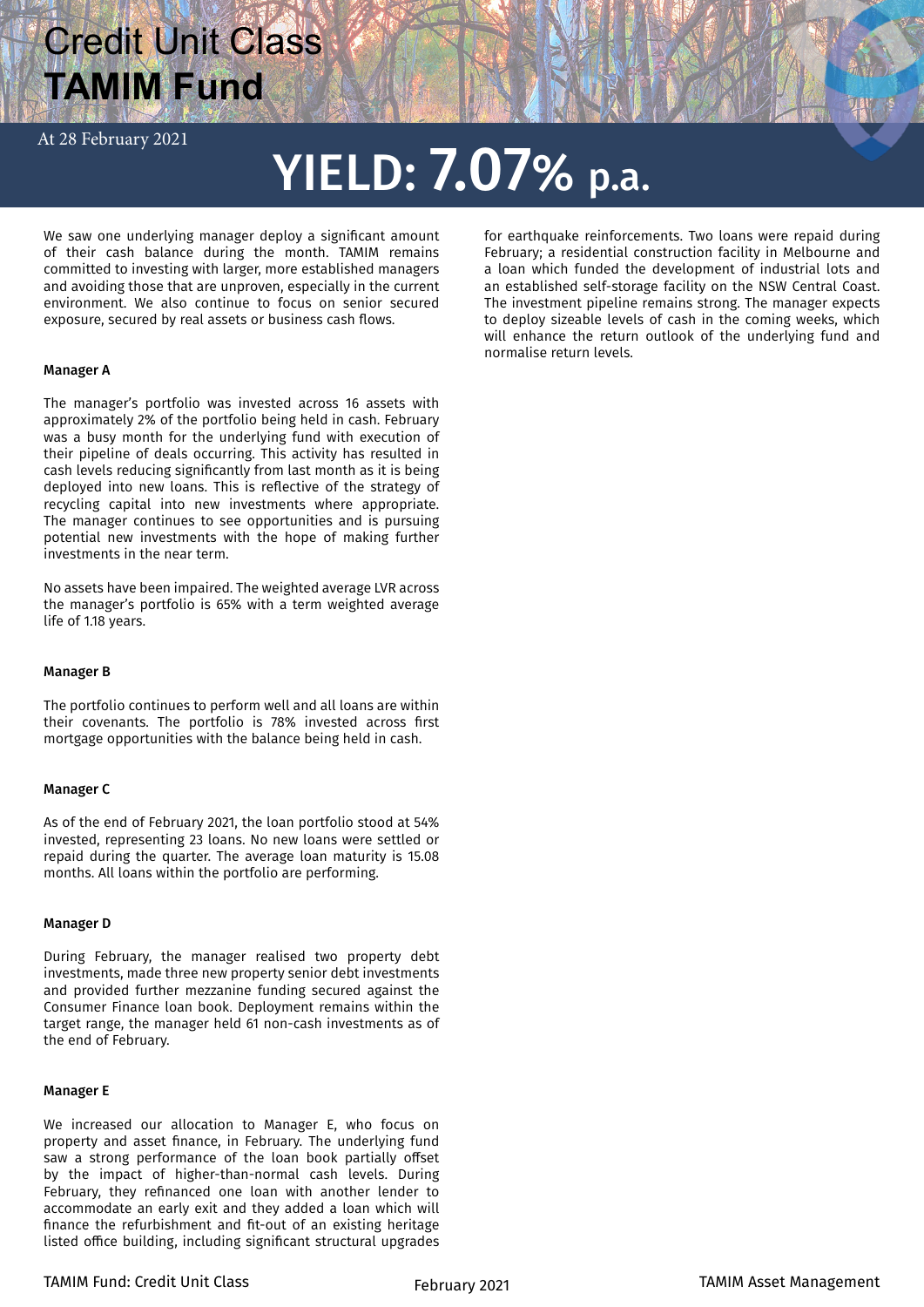# Credit Unit Class
# TAMIM Fund

At 28 February 2021

## YIELD: 7.07% p.a.

We saw one underlying manager deploy a significant amount of their cash balance during the month. TAMIM remains committed to investing with larger, more established managers and avoiding those that are unproven, especially in the current environment. We also continue to focus on senior secured exposure, secured by real assets or business cash flows.

**Manager A**

The manager's portfolio was invested across 16 assets with approximately 2% of the portfolio being held in cash. February was a busy month for the underlying fund with execution of their pipeline of deals occurring. This activity has resulted in cash levels reducing significantly from last month as it is being deployed into new loans. This is reflective of the strategy of recycling capital into new investments where appropriate. The manager continues to see opportunities and is pursuing potential new investments with the hope of making further investments in the near term.

No assets have been impaired. The weighted average LVR across the manager's portfolio is 65% with a term weighted average life of 1.18 years.

**Manager B**

The portfolio continues to perform well and all loans are within their covenants. The portfolio is 78% invested across first mortgage opportunities with the balance being held in cash.

**Manager C**

As of the end of February 2021, the loan portfolio stood at 54% invested, representing 23 loans. No new loans were settled or repaid during the quarter. The average loan maturity is 15.08 months. All loans within the portfolio are performing.

**Manager D**

During February, the manager realised two property debt investments, made three new property senior debt investments and provided further mezzanine funding secured against the Consumer Finance loan book. Deployment remains within the target range, the manager held 61 non-cash investments as of the end of February.

**Manager E**

We increased our allocation to Manager E, who focus on property and asset finance, in February. The underlying fund saw a strong performance of the loan book partially offset by the impact of higher-than-normal cash levels. During February, they refinanced one loan with another lender to accommodate an early exit and they added a loan which will finance the refurbishment and fit-out of an existing heritage listed office building, including significant structural upgrades for earthquake reinforcements. Two loans were repaid during February; a residential construction facility in Melbourne and a loan which funded the development of industrial lots and an established self-storage facility on the NSW Central Coast. The investment pipeline remains strong. The manager expects to deploy sizeable levels of cash in the coming weeks, which will enhance the return outlook of the underlying fund and normalise return levels.